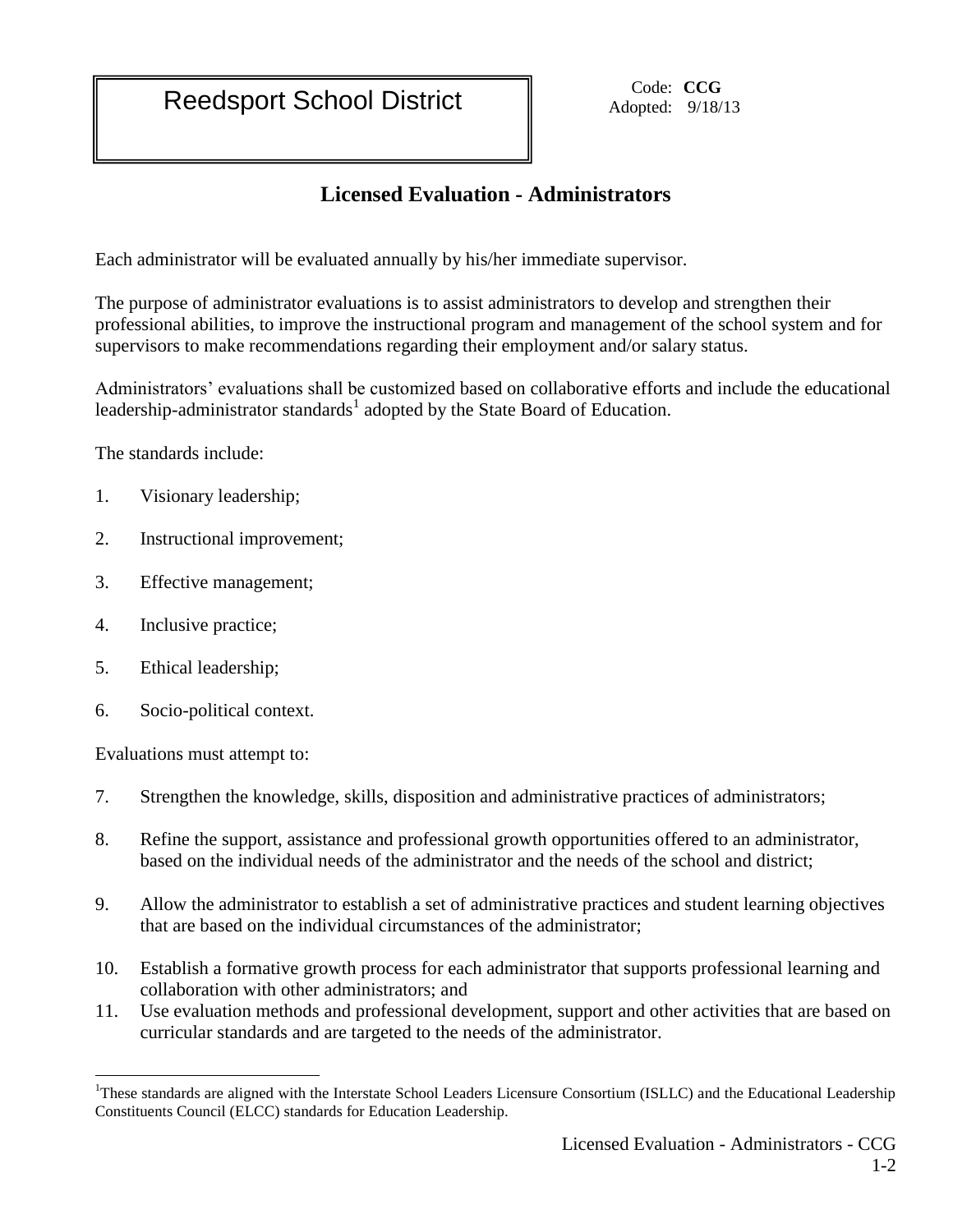# Reedsport School District

Code: **CCG**
Adopted: 9/18/13

## Licensed Evaluation - Administrators

Each administrator will be evaluated annually by his/her immediate supervisor.

The purpose of administrator evaluations is to assist administrators to develop and strengthen their professional abilities, to improve the instructional program and management of the school system and for supervisors to make recommendations regarding their employment and/or salary status.

Administrators' evaluations shall be customized based on collaborative efforts and include the educational leadership-administrator standards[1] adopted by the State Board of Education.

The standards include:

1. Visionary leadership;
2. Instructional improvement;
3. Effective management;
4. Inclusive practice;
5. Ethical leadership;
6. Socio-political context.

Evaluations must attempt to:

7. Strengthen the knowledge, skills, disposition and administrative practices of administrators;
8. Refine the support, assistance and professional growth opportunities offered to an administrator, based on the individual needs of the administrator and the needs of the school and district;
9. Allow the administrator to establish a set of administrative practices and student learning objectives that are based on the individual circumstances of the administrator;
10. Establish a formative growth process for each administrator that supports professional learning and collaboration with other administrators; and
11. Use evaluation methods and professional development, support and other activities that are based on curricular standards and are targeted to the needs of the administrator.

[1] These standards are aligned with the Interstate School Leaders Licensure Consortium (ISLLC) and the Educational Leadership Constituents Council (ELCC) standards for Education Leadership.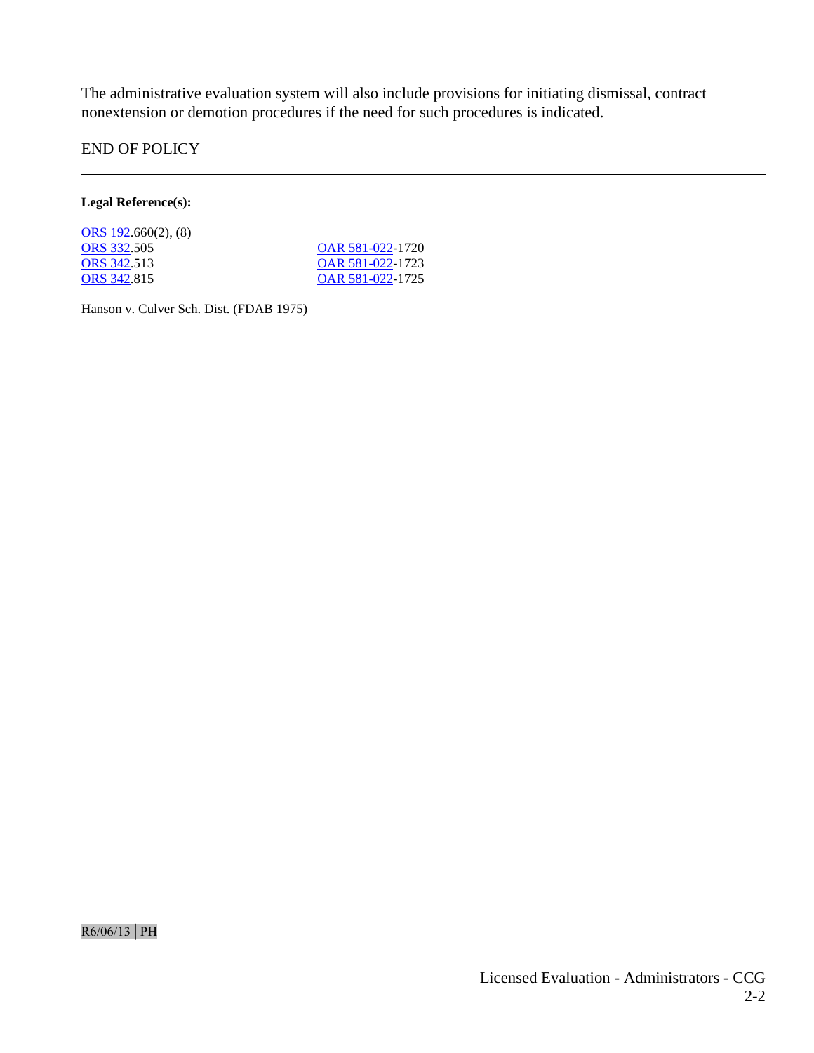The administrative evaluation system will also include provisions for initiating dismissal, contract nonextension or demotion procedures if the need for such procedures is indicated.

END OF POLICY

---

**Legal Reference(s):**

| | |
|---|---|
| ORS 192.660(2), (8) | |
| ORS 332.505 | OAR 581-022-1720 |
| ORS 342.513 | OAR 581-022-1723 |
| ORS 342.815 | OAR 581-022-1725 |

Hanson v. Culver Sch. Dist. (FDAB 1975)

R6/06/13 | PH